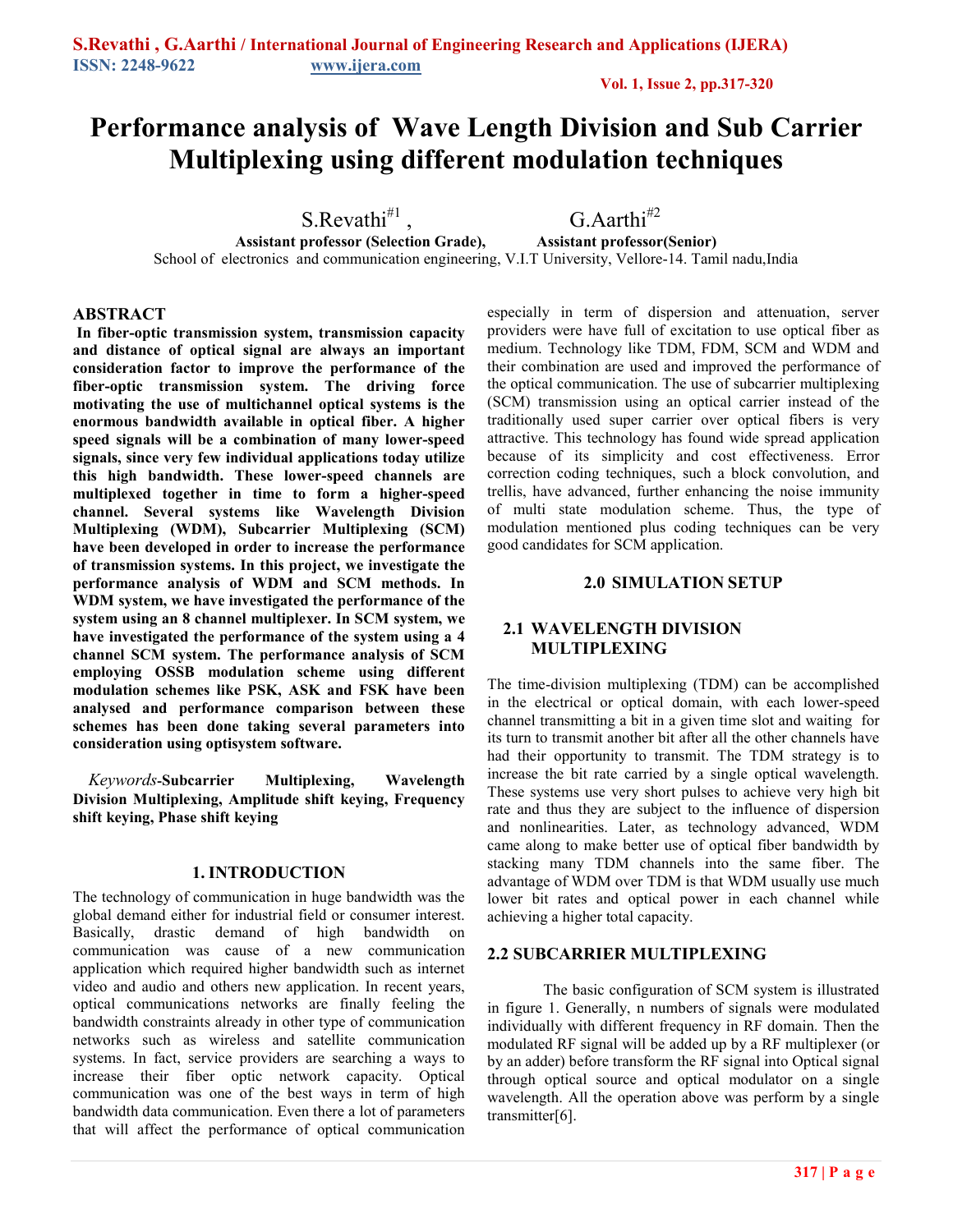# Performance analysis of Wave Length Division and Sub Carrier Multiplexing using different modulation techniques

S.Revathi[#1], G.Aarthi[#2]

**Assistant professor (Selection Grade), Assistant professor(Senior)**

School of electronics and communication engineering, V.I.T University, Vellore-14. Tamil nadu,India

## ABSTRACT

**In fiber-optic transmission system, transmission capacity and distance of optical signal are always an important consideration factor to improve the performance of the fiber-optic transmission system. The driving force motivating the use of multichannel optical systems is the enormous bandwidth available in optical fiber. A higher speed signals will be a combination of many lower-speed signals, since very few individual applications today utilize this high bandwidth. These lower-speed channels are multiplexed together in time to form a higher-speed channel. Several systems like Wavelength Division Multiplexing (WDM), Subcarrier Multiplexing (SCM) have been developed in order to increase the performance of transmission systems. In this project, we investigate the performance analysis of WDM and SCM methods. In WDM system, we have investigated the performance of the system using an 8 channel multiplexer. In SCM system, we have investigated the performance of the system using a 4 channel SCM system. The performance analysis of SCM employing OSSB modulation scheme using different modulation schemes like PSK, ASK and FSK have been analysed and performance comparison between these schemes has been done taking several parameters into consideration using optisystem software.**

*Keywords*-**Subcarrier Multiplexing, Wavelength Division Multiplexing, Amplitude shift keying, Frequency shift keying, Phase shift keying**

## 1. INTRODUCTION

The technology of communication in huge bandwidth was the global demand either for industrial field or consumer interest. Basically, drastic demand of high bandwidth on communication was cause of a new communication application which required higher bandwidth such as internet video and audio and others new application. In recent years, optical communications networks are finally feeling the bandwidth constraints already in other type of communication networks such as wireless and satellite communication systems. In fact, service providers are searching a ways to increase their fiber optic network capacity. Optical communication was one of the best ways in term of high bandwidth data communication. Even there a lot of parameters that will affect the performance of optical communication especially in term of dispersion and attenuation, server providers were have full of excitation to use optical fiber as medium. Technology like TDM, FDM, SCM and WDM and their combination are used and improved the performance of the optical communication. The use of subcarrier multiplexing (SCM) transmission using an optical carrier instead of the traditionally used super carrier over optical fibers is very attractive. This technology has found wide spread application because of its simplicity and cost effectiveness. Error correction coding techniques, such a block convolution, and trellis, have advanced, further enhancing the noise immunity of multi state modulation scheme. Thus, the type of modulation mentioned plus coding techniques can be very good candidates for SCM application.

## 2.0 SIMULATION SETUP

### 2.1 WAVELENGTH DIVISION MULTIPLEXING

The time-division multiplexing (TDM) can be accomplished in the electrical or optical domain, with each lower-speed channel transmitting a bit in a given time slot and waiting for its turn to transmit another bit after all the other channels have had their opportunity to transmit. The TDM strategy is to increase the bit rate carried by a single optical wavelength. These systems use very short pulses to achieve very high bit rate and thus they are subject to the influence of dispersion and nonlinearities. Later, as technology advanced, WDM came along to make better use of optical fiber bandwidth by stacking many TDM channels into the same fiber. The advantage of WDM over TDM is that WDM usually use much lower bit rates and optical power in each channel while achieving a higher total capacity.

### 2.2 SUBCARRIER MULTIPLEXING

The basic configuration of SCM system is illustrated in figure 1. Generally, n numbers of signals were modulated individually with different frequency in RF domain. Then the modulated RF signal will be added up by a RF multiplexer (or by an adder) before transform the RF signal into Optical signal through optical source and optical modulator on a single wavelength. All the operation above was perform by a single transmitter[6].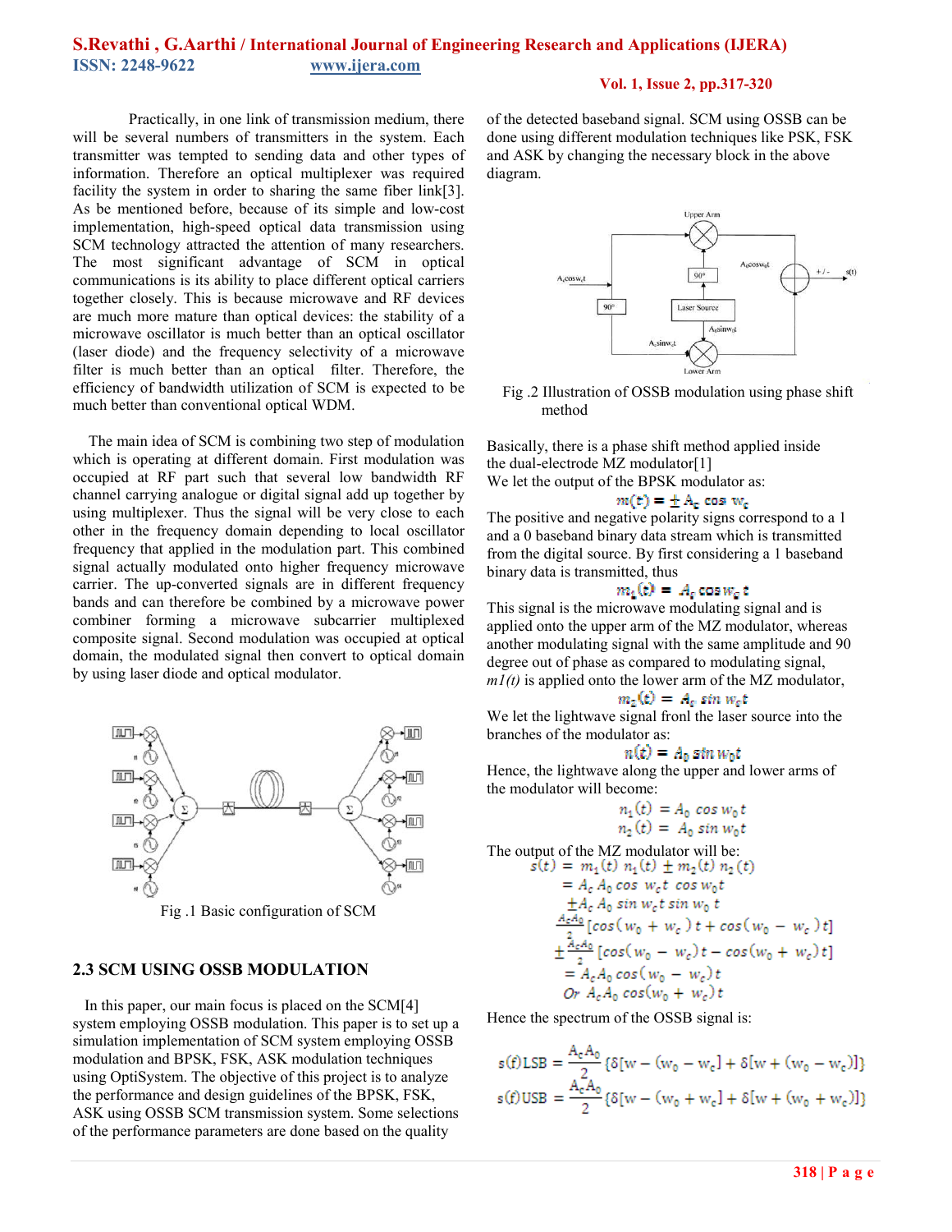Practically, in one link of transmission medium, there will be several numbers of transmitters in the system. Each transmitter was tempted to sending data and other types of information. Therefore an optical multiplexer was required facility the system in order to sharing the same fiber link[3]. As be mentioned before, because of its simple and low-cost implementation, high-speed optical data transmission using SCM technology attracted the attention of many researchers. The most significant advantage of SCM in optical communications is its ability to place different optical carriers together closely. This is because microwave and RF devices are much more mature than optical devices: the stability of a microwave oscillator is much better than an optical oscillator (laser diode) and the frequency selectivity of a microwave filter is much better than an optical filter. Therefore, the efficiency of bandwidth utilization of SCM is expected to be much better than conventional optical WDM.

The main idea of SCM is combining two step of modulation which is operating at different domain. First modulation was occupied at RF part such that several low bandwidth RF channel carrying analogue or digital signal add up together by using multiplexer. Thus the signal will be very close to each other in the frequency domain depending to local oscillator frequency that applied in the modulation part. This combined signal actually modulated onto higher frequency microwave carrier. The up-converted signals are in different frequency bands and can therefore be combined by a microwave power combiner forming a microwave subcarrier multiplexed composite signal. Second modulation was occupied at optical domain, the modulated signal then convert to optical domain by using laser diode and optical modulator.

Fig .1 Basic configuration of SCM

## 2.3 SCM USING OSSB MODULATION

In this paper, our main focus is placed on the SCM[4] system employing OSSB modulation. This paper is to set up a simulation implementation of SCM system employing OSSB modulation and BPSK, FSK, ASK modulation techniques using OptiSystem. The objective of this project is to analyze the performance and design guidelines of the BPSK, FSK, ASK using OSSB SCM transmission system. Some selections of the performance parameters are done based on the quality of the detected baseband signal. SCM using OSSB can be done using different modulation techniques like PSK, FSK and ASK by changing the necessary block in the above diagram.

Fig .2 Illustration of OSSB modulation using phase shift method

Basically, there is a phase shift method applied inside the dual-electrode MZ modulator[1]

We let the output of the BPSK modulator as:

$$m(t) = \pm A_c \cos w_c$$

The positive and negative polarity signs correspond to a 1 and a 0 baseband binary data stream which is transmitted from the digital source. By first considering a 1 baseband binary data is transmitted, thus

$$m_1(t) = A_c \cos w_c t$$

This signal is the microwave modulating signal and is applied onto the upper arm of the MZ modulator, whereas another modulating signal with the same amplitude and 90 degree out of phase as compared to modulating signal, *m1(t)* is applied onto the lower arm of the MZ modulator,

$$m_2(t) = A_c \sin w_c t$$

We let the lightwave signal fronl the laser source into the branches of the modulator as:

$$n(t) = A_0 \sin w_0 t$$

Hence, the lightwave along the upper and lower arms of the modulator will become:

$$n_1(t) = A_0 \cos w_0 t$$

$$n_2(t) = A_0 \sin w_0 t$$

The output of the MZ modulator will be:

$$\begin{aligned}
s(t) &= m_1(t)\, n_1(t) \pm m_2(t)\, n_2(t) \\
&= A_c A_0 \cos w_c t \cos w_0 t \\
&\quad \pm A_c A_0 \sin w_c t \sin w_0 t \\
&\quad \frac{A_c A_0}{2}[\cos(w_0 + w_c)t + \cos(w_0 - w_c)t] \\
&\quad \pm \frac{A_c A_0}{2}[\cos(w_0 - w_c)t - \cos(w_0 + w_c)t] \\
&= A_c A_0 \cos(w_0 - w_c)t \\
&\quad Or\ A_c A_0 \cos(w_0 + w_c)t
\end{aligned}$$

Hence the spectrum of the OSSB signal is:

$$s(f)\text{LSB} = \frac{A_c A_0}{2}\{\delta[w - (w_0 - w_c] + \delta[w + (w_0 - w_c)]\}$$

$$s(f)\text{USB} = \frac{A_c A_0}{2}\{\delta[w - (w_0 + w_c] + \delta[w + (w_0 + w_c)]\}$$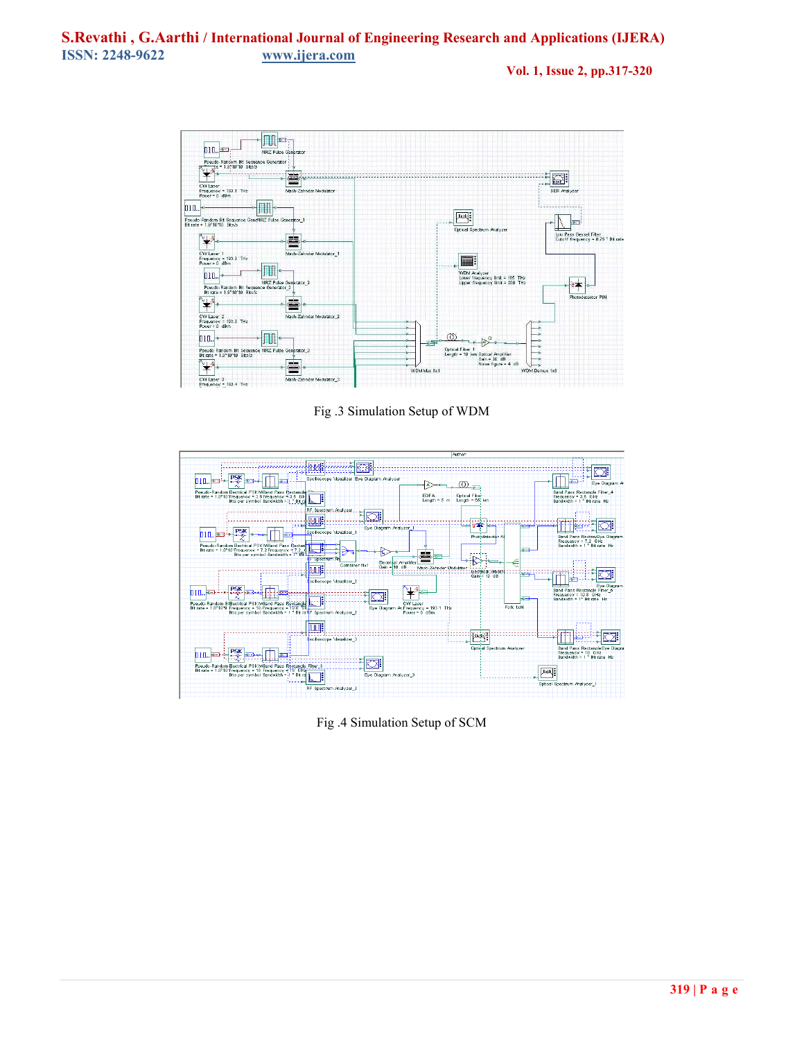Fig .3 Simulation Setup of WDM

Fig .4 Simulation Setup of SCM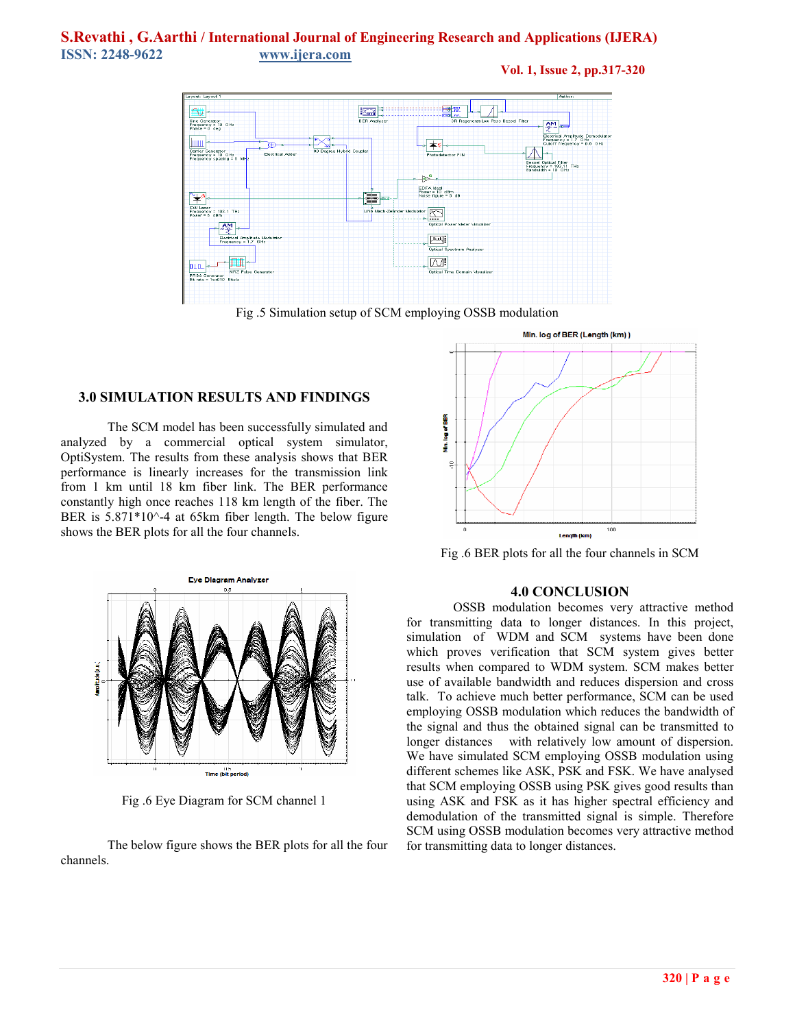Fig .5 Simulation setup of SCM employing OSSB modulation

## 3.0 SIMULATION RESULTS AND FINDINGS

The SCM model has been successfully simulated and analyzed by a commercial optical system simulator, OptiSystem. The results from these analysis shows that BER performance is linearly increases for the transmission link from 1 km until 18 km fiber link. The BER performance constantly high once reaches 118 km length of the fiber. The BER is 5.871*10^-4 at 65km fiber length. The below figure shows the BER plots for all the four channels.

Fig .6 Eye Diagram for SCM channel 1

The below figure shows the BER plots for all the four channels.

Fig .6 BER plots for all the four channels in SCM

## 4.0 CONCLUSION

OSSB modulation becomes very attractive method for transmitting data to longer distances. In this project, simulation of WDM and SCM systems have done which proves verification that SCM system gives better results when compared to WDM system. SCM makes better use of available bandwidth and reduces dispersion and cross talk. To achieve much better performance, SCM can be used employing OSSB modulation which reduces the bandwidth of the signal and thus the obtained signal can be transmitted to longer distances with relatively low amount of dispersion. We have simulated SCM employing OSSB modulation using different schemes like ASK, PSK and FSK. We have analysed that SCM employing OSSB using PSK gives good results than using ASK and FSK as it has higher spectral efficiency and demodulation of the transmitted signal is simple. Therefore SCM using OSSB modulation becomes very attractive method for transmitting data to longer distances.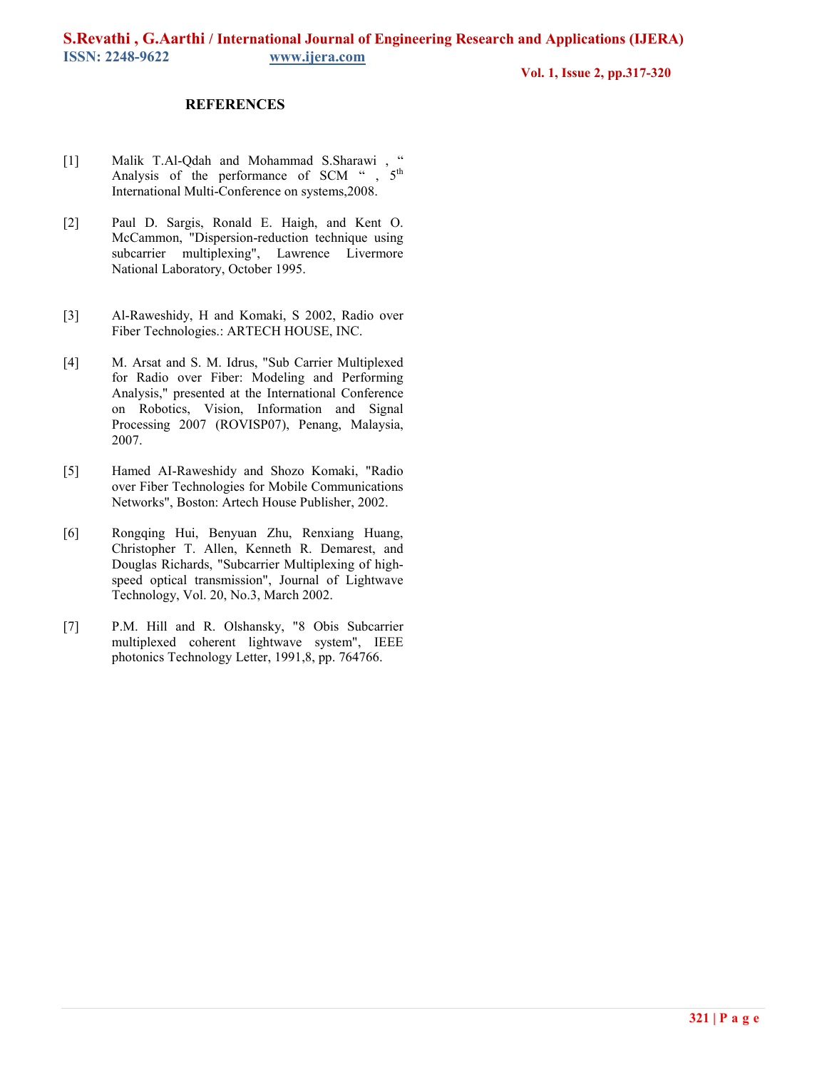## REFERENCES

[1] Malik T.Al-Qdah and Mohammad S.Sharawi , " Analysis of the performance of SCM " , 5th International Multi-Conference on systems,2008.

[2] Paul D. Sargis, Ronald E. Haigh, and Kent O. McCammon, "Dispersion-reduction technique using subcarrier multiplexing", Lawrence Livermore National Laboratory, October 1995.

[3] Al-Raweshidy, H and Komaki, S 2002, Radio over Fiber Technologies.: ARTECH HOUSE, INC.

[4] M. Arsat and S. M. Idrus, "Sub Carrier Multiplexed for Radio over Fiber: Modeling and Performing Analysis," presented at the International Conference on Robotics, Vision, Information and Signal Processing 2007 (ROVISP07), Penang, Malaysia, 2007.

[5] Hamed AI-Raweshidy and Shozo Komaki, "Radio over Fiber Technologies for Mobile Communications Networks", Boston: Artech House Publisher, 2002.

[6] Rongqing Hui, Benyuan Zhu, Renxiang Huang, Christopher T. Allen, Kenneth R. Demarest, and Douglas Richards, "Subcarrier Multiplexing of high-speed optical transmission", Journal of Lightwave Technology, Vol. 20, No.3, March 2002.

[7] P.M. Hill and R. Olshansky, "8 Obis Subcarrier multiplexed coherent lightwave system", IEEE photonics Technology Letter, 1991,8, pp. 764766.